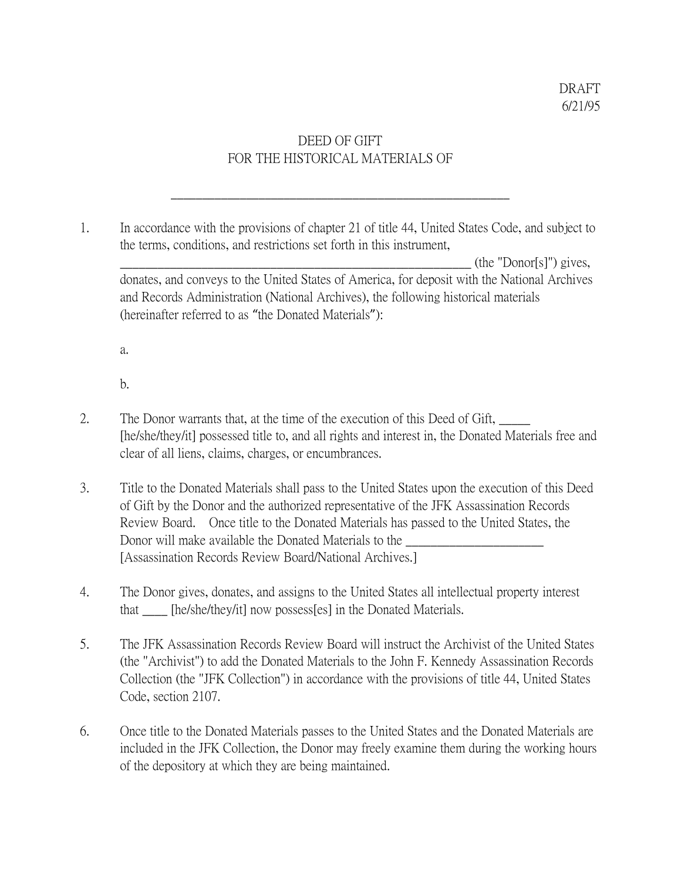DRAFT
6/21/95

# DEED OF GIFT
# FOR THE HISTORICAL MATERIALS OF

_______________________________________________________

1. In accordance with the provisions of chapter 21 of title 44, United States Code, and subject to the terms, conditions, and restrictions set forth in this instrument, ____________________________________________________________ (the "Donor[s]") gives, donates, and conveys to the United States of America, for deposit with the National Archives and Records Administration (National Archives), the following historical materials (hereinafter referred to as "the Donated Materials"):

   a.

   b.

2. The Donor warrants that, at the time of the execution of this Deed of Gift, _____ [he/she/they/it] possessed title to, and all rights and interest in, the Donated Materials free and clear of all liens, claims, charges, or encumbrances.

3. Title to the Donated Materials shall pass to the United States upon the execution of this Deed of Gift by the Donor and the authorized representative of the JFK Assassination Records Review Board. Once title to the Donated Materials has passed to the United States, the Donor will make available the Donated Materials to the _______________________ [Assassination Records Review Board/National Archives.]

4. The Donor gives, donates, and assigns to the United States all intellectual property interest that ____ [he/she/they/it] now possess[es] in the Donated Materials.

5. The JFK Assassination Records Review Board will instruct the Archivist of the United States (the "Archivist") to add the Donated Materials to the John F. Kennedy Assassination Records Collection (the "JFK Collection") in accordance with the provisions of title 44, United States Code, section 2107.

6. Once title to the Donated Materials passes to the United States and the Donated Materials are included in the JFK Collection, the Donor may freely examine them during the working hours of the depository at which they are being maintained.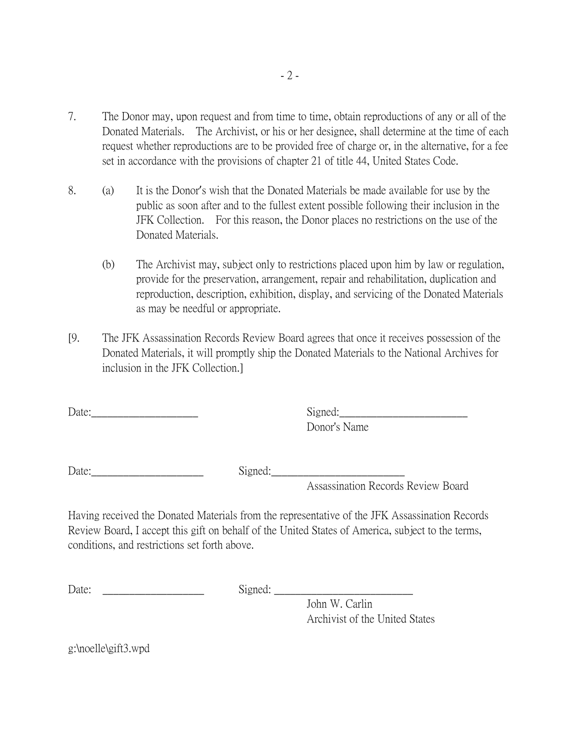7. The Donor may, upon request and from time to time, obtain reproductions of any or all of the Donated Materials. The Archivist, or his or her designee, shall determine at the time of each request whether reproductions are to be provided free of charge or, in the alternative, for a fee set in accordance with the provisions of chapter 21 of title 44, United States Code.

8. (a) It is the Donor's wish that the Donated Materials be made available for use by the public as soon after and to the fullest extent possible following their inclusion in the JFK Collection. For this reason, the Donor places no restrictions on the use of the Donated Materials.

   (b) The Archivist may, subject only to restrictions placed upon him by law or regulation, provide for the preservation, arrangement, repair and rehabilitation, duplication and reproduction, description, exhibition, display, and servicing of the Donated Materials as may be needful or appropriate.

[9. The JFK Assassination Records Review Board agrees that once it receives possession of the Donated Materials, it will promptly ship the Donated Materials to the National Archives for inclusion in the JFK Collection.]

Date:____________________ Signed:________________________
Donor's Name

Date:_____________________ Signed:________________________
Assassination Records Review Board

Having received the Donated Materials from the representative of the JFK Assassination Records Review Board, I accept this gift on behalf of the United States of America, subject to the terms, conditions, and restrictions set forth above.

Date: ___________________ Signed: __________________________
John W. Carlin
Archivist of the United States

g:\noelle\gift3.wpd